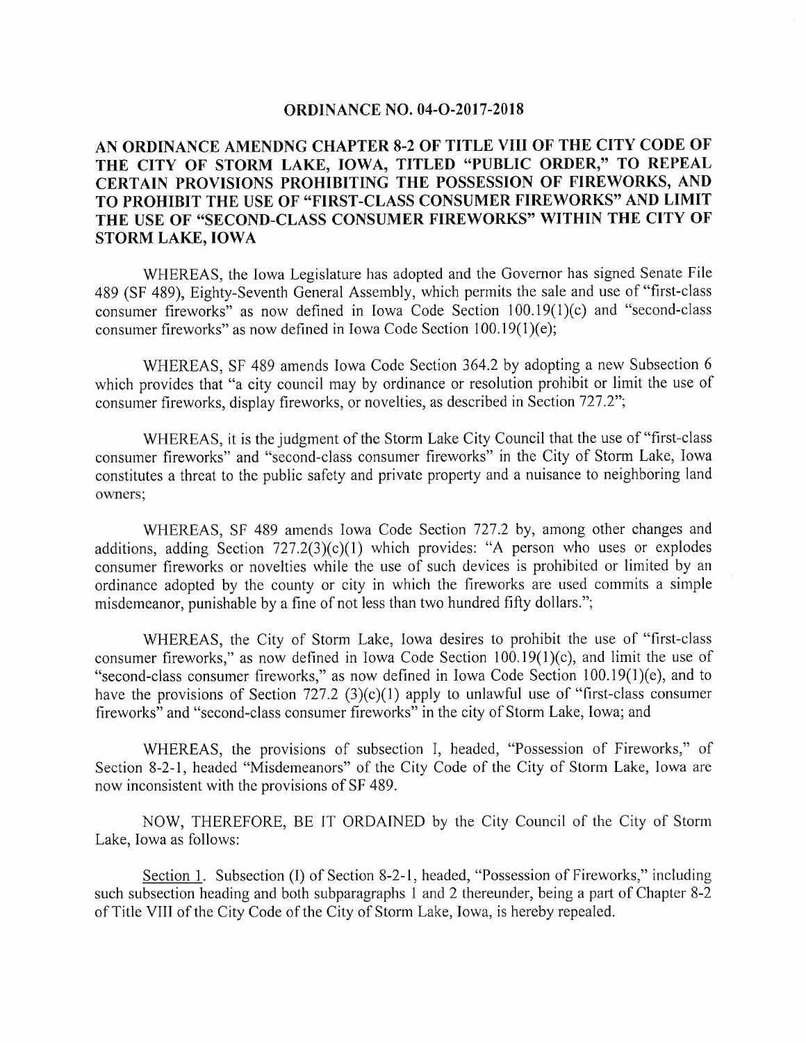## ORDINANCE NO. 04-O-2017-2018

## AN ORDINANCE AMENDNG CHAPTER 8-2 OF TITLE VIII OF THE CITY CODE OF THE CITY OF STORM LAKE, IOWA, TITLED "PUBLIC ORDER," TO REPEAL CERTAIN PROVISIONS PROHIBITING THE POSSESSION OF FIREWORKS, AND TO PROHIBIT THE USE OF "FIRST-CLASS CONSUMER FIREWORKS" AND LIMIT THE USE OF "SECOND-CLASS CONSUMER FIREWORKS" WITHIN THE CITY OF STORM LAKE, IOWA

WHEREAS, the Iowa Legislature has adopted and the Governor has signed Senate File 489 (SF 489), Eighty-Seventh General Assembly, which permits the sale and use of "first-class consumer fireworks" as now defined in Iowa Code Section 100.19(1)(c) and "second-class consumer fireworks" as now defined in Iowa Code Section 100.19(1)(e);

WHEREAS, SF 489 amends Iowa Code Section 364.2 by adopting a new Subsection 6 which provides that "a city council may by ordinance or resolution prohibit or limit the use of consumer fireworks, display fireworks, or novelties, as described in Section 727.2";

WHEREAS, it is the judgment of the Storm Lake City Council that the use of "first-class consumer fireworks" and "second-class consumer fireworks" in the City of Storm Lake, Iowa constitutes a threat to the public safety and private property and a nuisance to neighboring land owners;

WHEREAS, SF 489 amends Iowa Code Section 727.2 by, among other changes and additions, adding Section 727.2(3)(c)(1) which provides: "A person who uses or explodes consumer fireworks or novelties while the use of such devices is prohibited or limited by an ordinance adopted by the county or city in which the fireworks are used commits a simple misdemeanor, punishable by a fine of not less than two hundred fifty dollars.";

WHEREAS, the City of Storm Lake, Iowa desires to prohibit the use of "first-class consumer fireworks," as now defined in Iowa Code Section 100.19(1)(c), and limit the use of "second-class consumer fireworks," as now defined in Iowa Code Section 100.19(1)(e), and to have the provisions of Section 727.2 (3)(c)(1) apply to unlawful use of "first-class consumer fireworks" and "second-class consumer fireworks" in the city of Storm Lake, Iowa; and

WHEREAS, the provisions of subsection I, headed, "Possession of Fireworks," of Section 8-2-1, headed "Misdemeanors" of the City Code of the City of Storm Lake, Iowa are now inconsistent with the provisions of SF 489.

NOW, THEREFORE, BE IT ORDAINED by the City Council of the City of Storm Lake, Iowa as follows:

Section 1. Subsection (I) of Section 8-2-1, headed, "Possession of Fireworks," including such subsection heading and both subparagraphs 1 and 2 thereunder, being a part of Chapter 8-2 of Title VIII of the City Code of the City of Storm Lake, Iowa, is hereby repealed.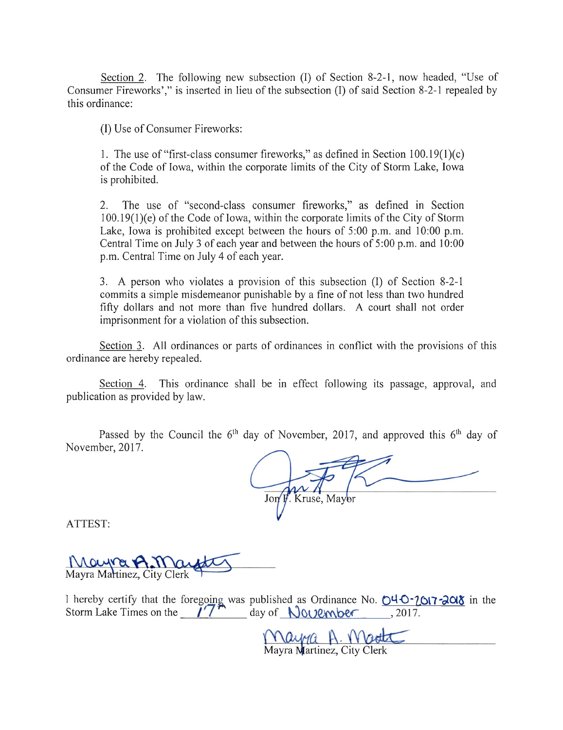Section 2. The following new subsection (I) of Section 8-2-1, now headed, "Use of Consumer Fireworks'," is inserted in lieu of the subsection (I) of said Section 8-2-1 repealed by this ordinance:

(I) Use of Consumer Fireworks:

1. The use of "first-class consumer fireworks," as defined in Section 100.19(1)(c) of the Code of Iowa, within the corporate limits of the City of Storm Lake, Iowa is prohibited.

2. The use of "second-class consumer fireworks," as defined in Section 100.19(1)(e) of the Code of Iowa, within the corporate limits of the City of Storm Lake, Iowa is prohibited except between the hours of 5:00 p.m. and 10:00 p.m. Central Time on July 3 of each year and between the hours of 5:00 p.m. and 10:00 p.m. Central Time on July 4 of each year.

3. A person who violates a provision of this subsection (I) of Section 8-2-1 commits a simple misdemeanor punishable by a fine of not less than two hundred fifty dollars and not more than five hundred dollars. A court shall not order imprisonment for a violation of this subsection.

Section 3. All ordinances or parts of ordinances in conflict with the provisions of this ordinance are hereby repealed.

Section 4. This ordinance shall be in effect following its passage, approval, and publication as provided by law.

Passed by the Council the 6th day of November, 2017, and approved this 6th day of November, 2017.

Jon F. Kruse, Mayor

ATTEST:

Mayra Martinez, City Clerk

I hereby certify that the foregoing was published as Ordinance No. 040-2017-2018 in the Storm Lake Times on the 17th day of November, 2017.

Mayra Martinez, City Clerk